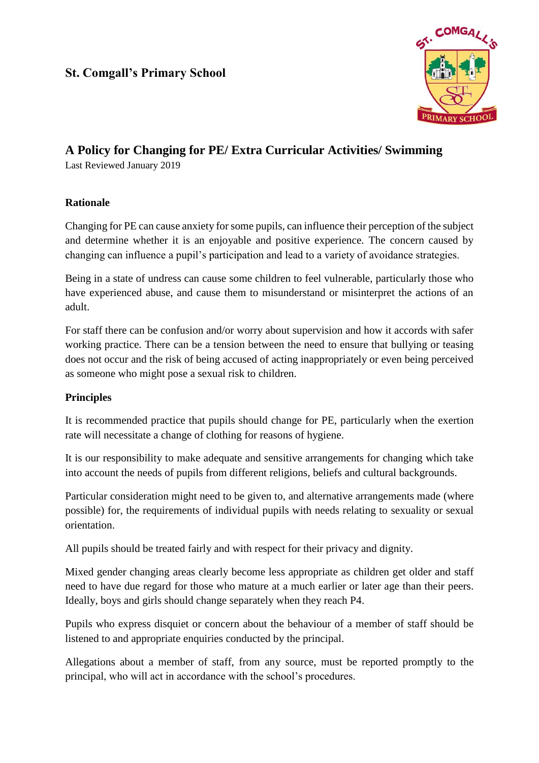# St. Comgall's Primary School

## A Policy for Changing for PE/ Extra Curricular Activities/ Swimming

Last Reviewed January 2019

### Rationale

Changing for PE can cause anxiety for some pupils, can influence their perception of the subject and determine whether it is an enjoyable and positive experience. The concern caused by changing can influence a pupil's participation and lead to a variety of avoidance strategies.

Being in a state of undress can cause some children to feel vulnerable, particularly those who have experienced abuse, and cause them to misunderstand or misinterpret the actions of an adult.

For staff there can be confusion and/or worry about supervision and how it accords with safer working practice. There can be a tension between the need to ensure that bullying or teasing does not occur and the risk of being accused of acting inappropriately or even being perceived as someone who might pose a sexual risk to children.

### Principles

It is recommended practice that pupils should change for PE, particularly when the exertion rate will necessitate a change of clothing for reasons of hygiene.

It is our responsibility to make adequate and sensitive arrangements for changing which take into account the needs of pupils from different religions, beliefs and cultural backgrounds.

Particular consideration might need to be given to, and alternative arrangements made (where possible) for, the requirements of individual pupils with needs relating to sexuality or sexual orientation.

All pupils should be treated fairly and with respect for their privacy and dignity.

Mixed gender changing areas clearly become less appropriate as children get older and staff need to have due regard for those who mature at a much earlier or later age than their peers. Ideally, boys and girls should change separately when they reach P4.

Pupils who express disquiet or concern about the behaviour of a member of staff should be listened to and appropriate enquiries conducted by the principal.

Allegations about a member of staff, from any source, must be reported promptly to the principal, who will act in accordance with the school's procedures.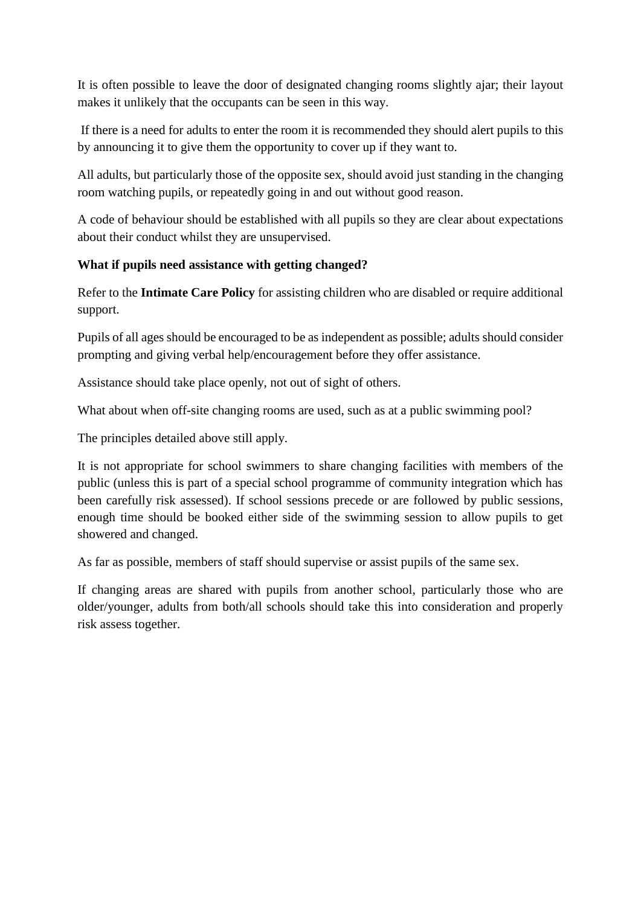It is often possible to leave the door of designated changing rooms slightly ajar; their layout makes it unlikely that the occupants can be seen in this way.

If there is a need for adults to enter the room it is recommended they should alert pupils to this by announcing it to give them the opportunity to cover up if they want to.

All adults, but particularly those of the opposite sex, should avoid just standing in the changing room watching pupils, or repeatedly going in and out without good reason.

A code of behaviour should be established with all pupils so they are clear about expectations about their conduct whilst they are unsupervised.

**What if pupils need assistance with getting changed?**

Refer to the **Intimate Care Policy** for assisting children who are disabled or require additional support.

Pupils of all ages should be encouraged to be as independent as possible; adults should consider prompting and giving verbal help/encouragement before they offer assistance.

Assistance should take place openly, not out of sight of others.

What about when off-site changing rooms are used, such as at a public swimming pool?

The principles detailed above still apply.

It is not appropriate for school swimmers to share changing facilities with members of the public (unless this is part of a special school programme of community integration which has been carefully risk assessed). If school sessions precede or are followed by public sessions, enough time should be booked either side of the swimming session to allow pupils to get showered and changed.

As far as possible, members of staff should supervise or assist pupils of the same sex.

If changing areas are shared with pupils from another school, particularly those who are older/younger, adults from both/all schools should take this into consideration and properly risk assess together.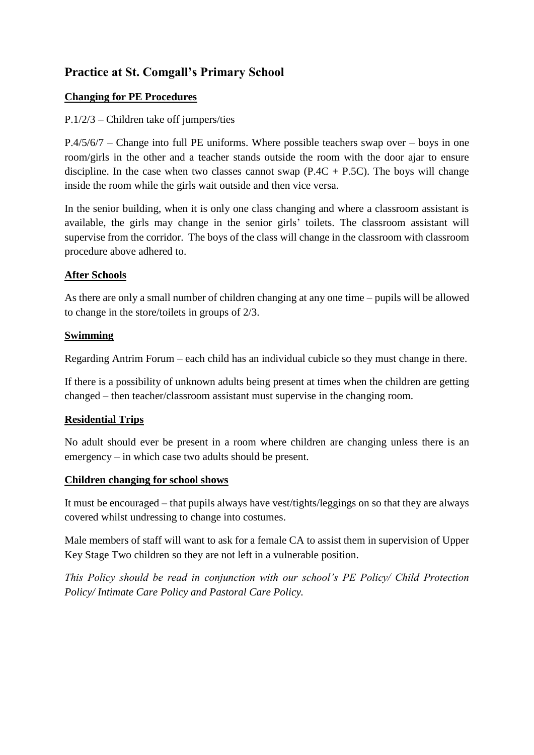## Practice at St. Comgall's Primary School

### Changing for PE Procedures

P.1/2/3 – Children take off jumpers/ties

P.4/5/6/7 – Change into full PE uniforms. Where possible teachers swap over – boys in one room/girls in the other and a teacher stands outside the room with the door ajar to ensure discipline. In the case when two classes cannot swap (P.4C + P.5C). The boys will change inside the room while the girls wait outside and then vice versa.

In the senior building, when it is only one class changing and where a classroom assistant is available, the girls may change in the senior girls' toilets. The classroom assistant will supervise from the corridor. The boys of the class will change in the classroom with classroom procedure above adhered to.

### After Schools

As there are only a small number of children changing at any one time – pupils will be allowed to change in the store/toilets in groups of 2/3.

### Swimming

Regarding Antrim Forum – each child has an individual cubicle so they must change in there.

If there is a possibility of unknown adults being present at times when the children are getting changed – then teacher/classroom assistant must supervise in the changing room.

### Residential Trips

No adult should ever be present in a room where children are changing unless there is an emergency – in which case two adults should be present.

### Children changing for school shows

It must be encouraged – that pupils always have vest/tights/leggings on so that they are always covered whilst undressing to change into costumes.

Male members of staff will want to ask for a female CA to assist them in supervision of Upper Key Stage Two children so they are not left in a vulnerable position.

*This Policy should be read in conjunction with our school's PE Policy/ Child Protection Policy/ Intimate Care Policy and Pastoral Care Policy.*